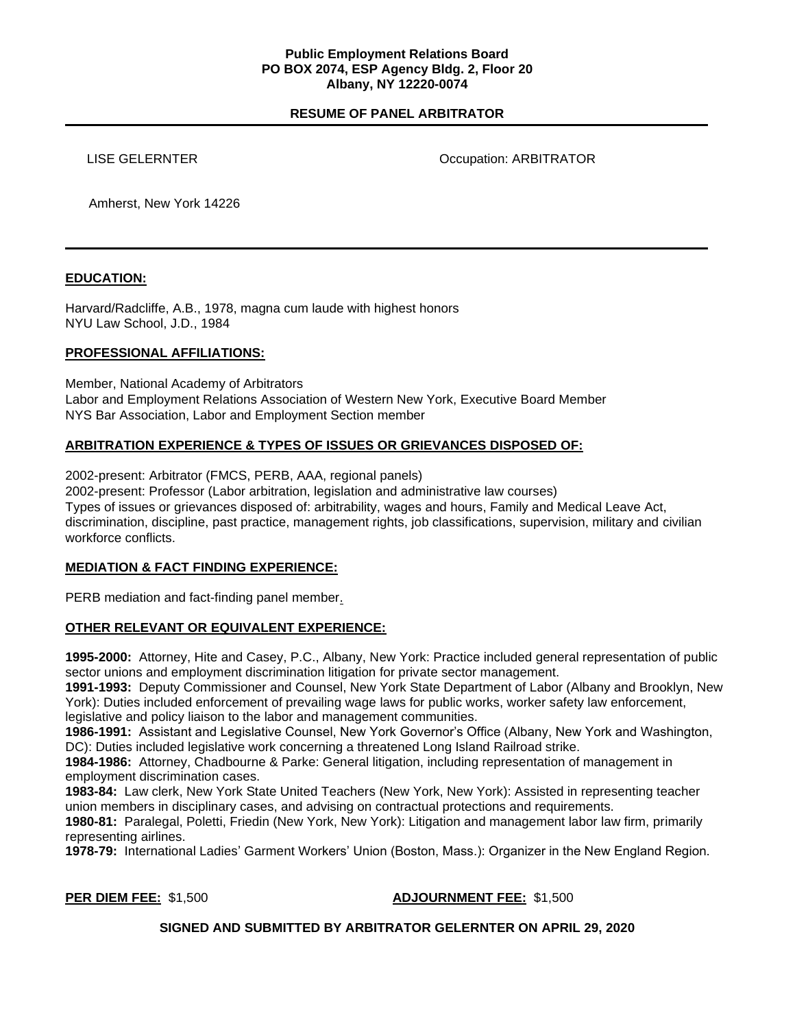**Public Employment Relations Board**
**PO BOX 2074, ESP Agency Bldg. 2, Floor 20**
**Albany, NY 12220-0074**

**RESUME OF PANEL ARBITRATOR**

---

LISE GELERNTER                                        Occupation: ARBITRATOR

Amherst, New York 14226

---

## EDUCATION:

Harvard/Radcliffe, A.B., 1978, magna cum laude with highest honors
NYU Law School, J.D., 1984

## PROFESSIONAL AFFILIATIONS:

Member, National Academy of Arbitrators
Labor and Employment Relations Association of Western New York, Executive Board Member
NYS Bar Association, Labor and Employment Section member

## ARBITRATION EXPERIENCE & TYPES OF ISSUES OR GRIEVANCES DISPOSED OF:

2002-present: Arbitrator (FMCS, PERB, AAA, regional panels)
2002-present: Professor (Labor arbitration, legislation and administrative law courses)
Types of issues or grievances disposed of: arbitrability, wages and hours, Family and Medical Leave Act, discrimination, discipline, past practice, management rights, job classifications, supervision, military and civilian workforce conflicts.

## MEDIATION & FACT FINDING EXPERIENCE:

PERB mediation and fact-finding panel member.

## OTHER RELEVANT OR EQUIVALENT EXPERIENCE:

**1995-2000:** Attorney, Hite and Casey, P.C., Albany, New York: Practice included general representation of public sector unions and employment discrimination litigation for private sector management.
**1991-1993:** Deputy Commissioner and Counsel, New York State Department of Labor (Albany and Brooklyn, New York): Duties included enforcement of prevailing wage laws for public works, worker safety law enforcement, legislative and policy liaison to the labor and management communities.
**1986-1991:** Assistant and Legislative Counsel, New York Governor's Office (Albany, New York and Washington, DC): Duties included legislative work concerning a threatened Long Island Railroad strike.
**1984-1986:** Attorney, Chadbourne & Parke: General litigation, including representation of management in employment discrimination cases.
**1983-84:** Law clerk, New York State United Teachers (New York, New York): Assisted in representing teacher union members in disciplinary cases, and advising on contractual protections and requirements.
**1980-81:** Paralegal, Poletti, Friedin (New York, New York): Litigation and management labor law firm, primarily representing airlines.
**1978-79:** International Ladies' Garment Workers' Union (Boston, Mass.): Organizer in the New England Region.

**PER DIEM FEE:** $1,500                    **ADJOURNMENT FEE:** $1,500

**SIGNED AND SUBMITTED BY ARBITRATOR GELERNTER ON APRIL 29, 2020**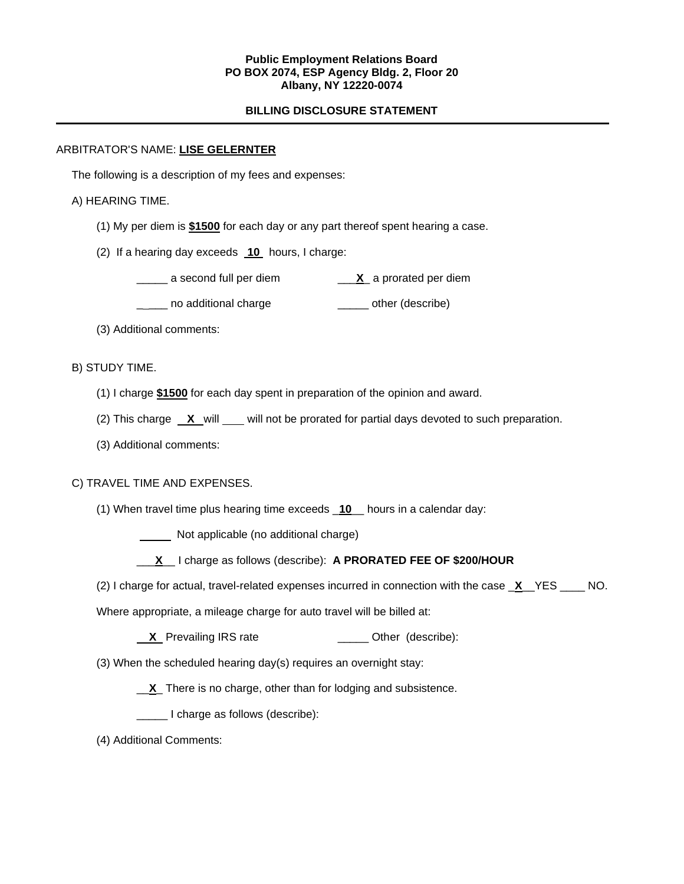**Public Employment Relations Board**
**PO BOX 2074, ESP Agency Bldg. 2, Floor 20**
**Albany, NY 12220-0074**

**BILLING DISCLOSURE STATEMENT**

---

ARBITRATOR'S NAME: **LISE GELERNTER**

The following is a description of my fees and expenses:

A) HEARING TIME.

(1) My per diem is **$1500** for each day or any part thereof spent hearing a case.

(2) If a hearing day exceeds **10** hours, I charge:

_____ a second full per diem ___**X**_ a prorated per diem

_____ no additional charge _____ other (describe)

(3) Additional comments:

B) STUDY TIME.

(1) I charge **$1500** for each day spent in preparation of the opinion and award.

(2) This charge **X** will ___ will not be prorated for partial days devoted to such preparation.

(3) Additional comments:

C) TRAVEL TIME AND EXPENSES.

(1) When travel time plus hearing time exceeds _**10**__ hours in a calendar day:

_____ Not applicable (no additional charge)

___**X**__ I charge as follows (describe): **A PRORATED FEE OF $200/HOUR**

(2) I charge for actual, travel-related expenses incurred in connection with the case _**X**__YES ____ NO.

Where appropriate, a mileage charge for auto travel will be billed at:

**X** Prevailing IRS rate _____ Other (describe):

(3) When the scheduled hearing day(s) requires an overnight stay:

__**X**_ There is no charge, other than for lodging and subsistence.

_____ I charge as follows (describe):

(4) Additional Comments: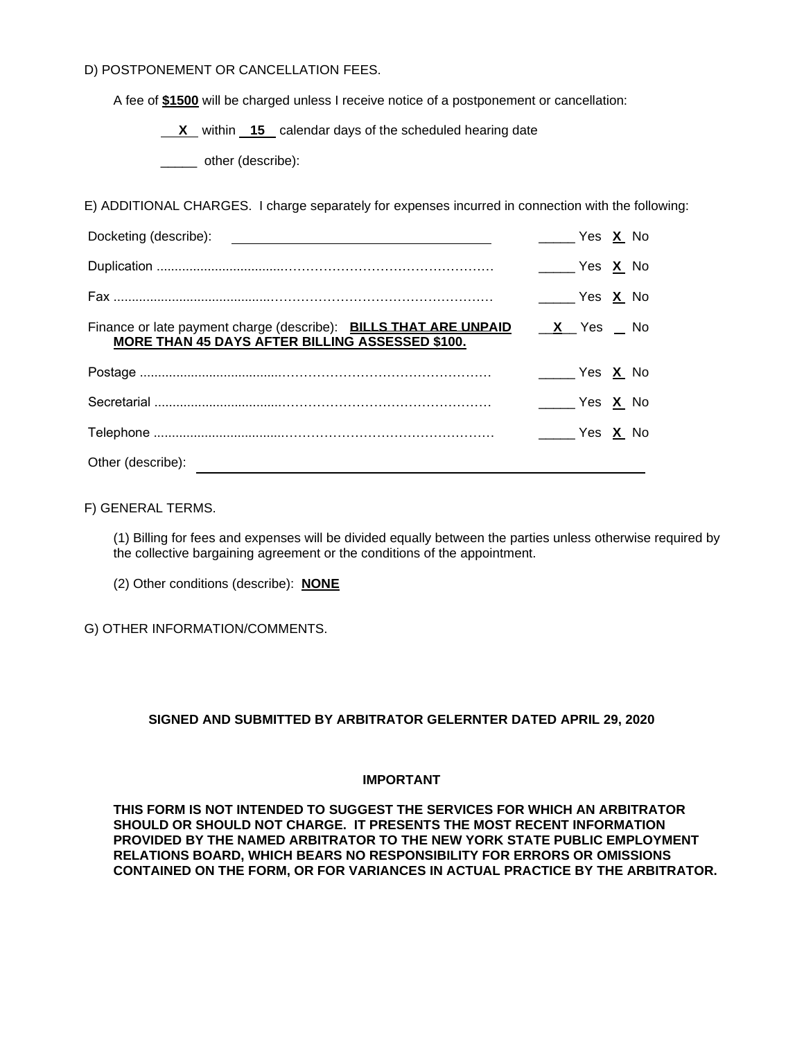D) POSTPONEMENT OR CANCELLATION FEES.

A fee of **$1500** will be charged unless I receive notice of a postponement or cancellation:

__**X**__ within __**15**__ calendar days of the scheduled hearing date

_____ other (describe):

E) ADDITIONAL CHARGES. I charge separately for expenses incurred in connection with the following:

| | |
|---|---|
| Docketing (describe): ______________________ | _____ Yes **X** No |
| Duplication ........................................ | _____ Yes **X** No |
| Fax ........................................ | _____ Yes **X** No |
| Finance or late payment charge (describe): **BILLS THAT ARE UNPAID MORE THAN 45 DAYS AFTER BILLING ASSESSED $100.** | **X** Yes _ No |
| Postage ........................................ | _____ Yes **X** No |
| Secretarial ........................................ | _____ Yes **X** No |
| Telephone ........................................ | _____ Yes **X** No |
| Other (describe): ______________________ | |

F) GENERAL TERMS.

(1) Billing for fees and expenses will be divided equally between the parties unless otherwise required by the collective bargaining agreement or the conditions of the appointment.

(2) Other conditions (describe): **NONE**

G) OTHER INFORMATION/COMMENTS.

**SIGNED AND SUBMITTED BY ARBITRATOR GELERNTER DATED APRIL 29, 2020**

**IMPORTANT**

**THIS FORM IS NOT INTENDED TO SUGGEST THE SERVICES FOR WHICH AN ARBITRATOR SHOULD OR SHOULD NOT CHARGE. IT PRESENTS THE MOST RECENT INFORMATION PROVIDED BY THE NAMED ARBITRATOR TO THE NEW YORK STATE PUBLIC EMPLOYMENT RELATIONS BOARD, WHICH BEARS NO RESPONSIBILITY FOR ERRORS OR OMISSIONS CONTAINED ON THE FORM, OR FOR VARIANCES IN ACTUAL PRACTICE BY THE ARBITRATOR.**